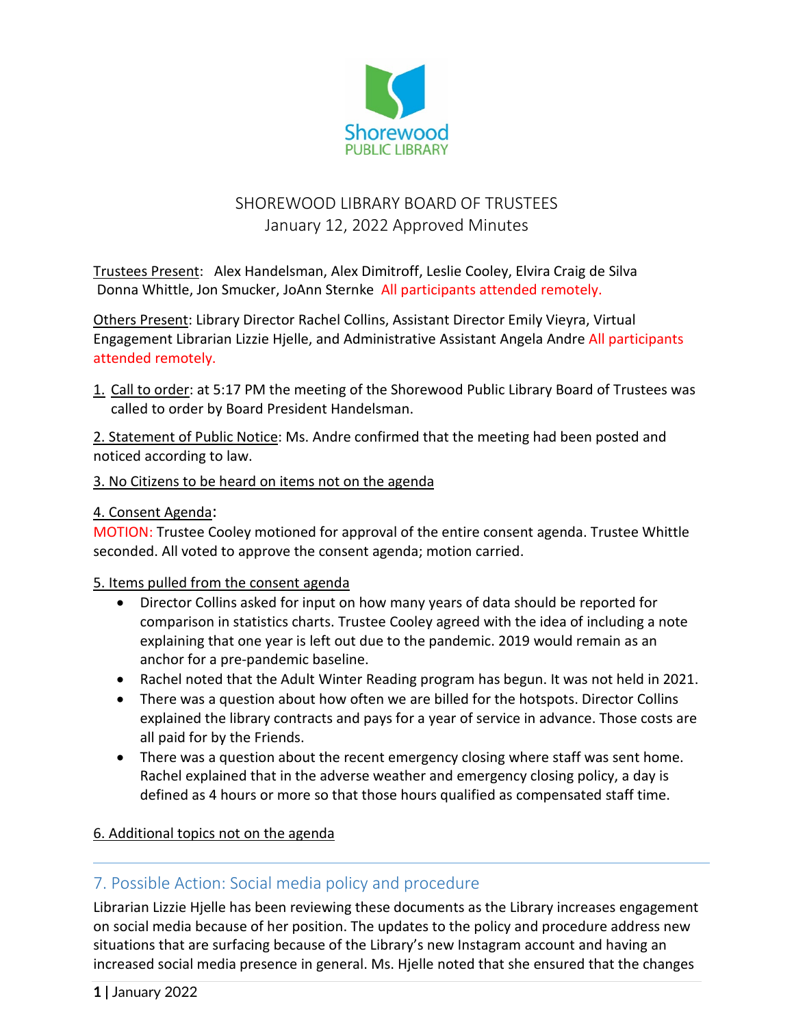# SHOREWOOD LIBRARY BOARD OF TRUSTEES
## January 12, 2022 Approved Minutes

Trustees Present: Alex Handelsman, Alex Dimitroff, Leslie Cooley, Elvira Craig de Silva Donna Whittle, Jon Smucker, JoAnn Sternke All participants attended remotely.

Others Present: Library Director Rachel Collins, Assistant Director Emily Vieyra, Virtual Engagement Librarian Lizzie Hjelle, and Administrative Assistant Angela Andre All participants attended remotely.

1. Call to order: at 5:17 PM the meeting of the Shorewood Public Library Board of Trustees was called to order by Board President Handelsman.

2. Statement of Public Notice: Ms. Andre confirmed that the meeting had been posted and noticed according to law.

3. No Citizens to be heard on items not on the agenda

4. Consent Agenda:
MOTION: Trustee Cooley motioned for approval of the entire consent agenda. Trustee Whittle seconded. All voted to approve the consent agenda; motion carried.

5. Items pulled from the consent agenda

- Director Collins asked for input on how many years of data should be reported for comparison in statistics charts. Trustee Cooley agreed with the idea of including a note explaining that one year is left out due to the pandemic. 2019 would remain as an anchor for a pre-pandemic baseline.
- Rachel noted that the Adult Winter Reading program has begun. It was not held in 2021.
- There was a question about how often we are billed for the hotspots. Director Collins explained the library contracts and pays for a year of service in advance. Those costs are all paid for by the Friends.
- There was a question about the recent emergency closing where staff was sent home. Rachel explained that in the adverse weather and emergency closing policy, a day is defined as 4 hours or more so that those hours qualified as compensated staff time.

6. Additional topics not on the agenda

## 7. Possible Action: Social media policy and procedure

Librarian Lizzie Hjelle has been reviewing these documents as the Library increases engagement on social media because of her position. The updates to the policy and procedure address new situations that are surfacing because of the Library's new Instagram account and having an increased social media presence in general. Ms. Hjelle noted that she ensured that the changes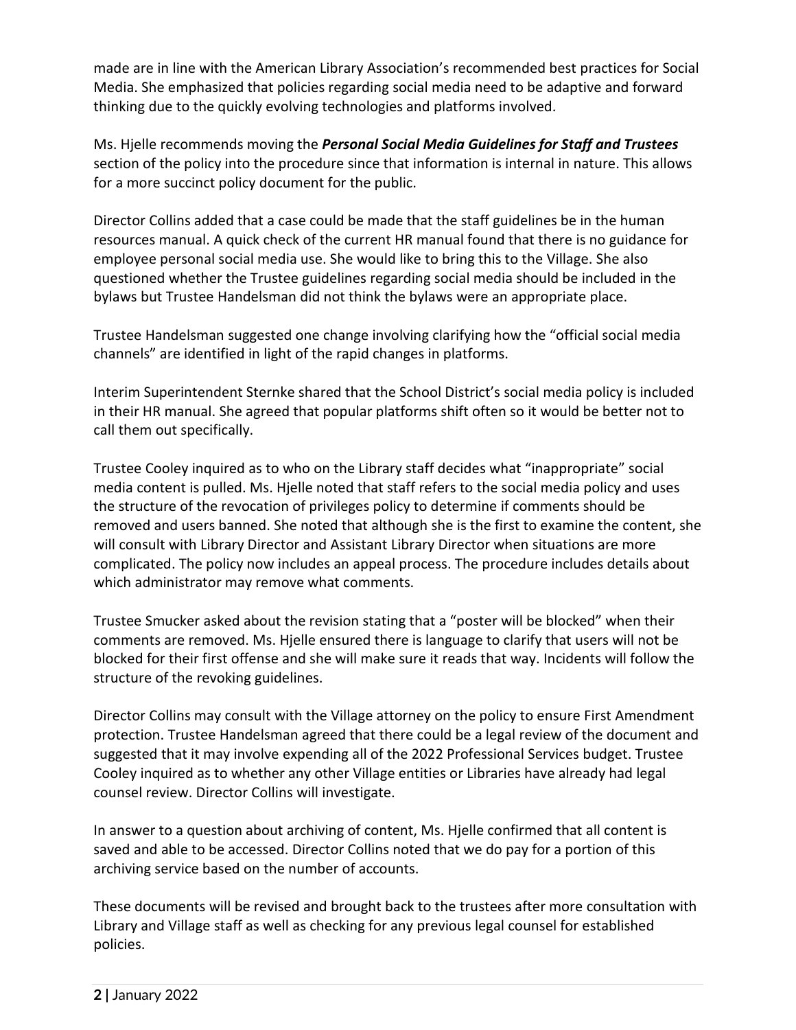made are in line with the American Library Association's recommended best practices for Social Media. She emphasized that policies regarding social media need to be adaptive and forward thinking due to the quickly evolving technologies and platforms involved.

Ms. Hjelle recommends moving the ***Personal Social Media Guidelines for Staff and Trustees*** section of the policy into the procedure since that information is internal in nature. This allows for a more succinct policy document for the public.

Director Collins added that a case could be made that the staff guidelines be in the human resources manual. A quick check of the current HR manual found that there is no guidance for employee personal social media use. She would like to bring this to the Village. She also questioned whether the Trustee guidelines regarding social media should be included in the bylaws but Trustee Handelsman did not think the bylaws were an appropriate place.

Trustee Handelsman suggested one change involving clarifying how the "official social media channels" are identified in light of the rapid changes in platforms.

Interim Superintendent Sternke shared that the School District's social media policy is included in their HR manual. She agreed that popular platforms shift often so it would be better not to call them out specifically.

Trustee Cooley inquired as to who on the Library staff decides what "inappropriate" social media content is pulled. Ms. Hjelle noted that staff refers to the social media policy and uses the structure of the revocation of privileges policy to determine if comments should be removed and users banned. She noted that although she is the first to examine the content, she will consult with Library Director and Assistant Library Director when situations are more complicated. The policy now includes an appeal process. The procedure includes details about which administrator may remove what comments.

Trustee Smucker asked about the revision stating that a "poster will be blocked" when their comments are removed. Ms. Hjelle ensured there is language to clarify that users will not be blocked for their first offense and she will make sure it reads that way. Incidents will follow the structure of the revoking guidelines.

Director Collins may consult with the Village attorney on the policy to ensure First Amendment protection. Trustee Handelsman agreed that there could be a legal review of the document and suggested that it may involve expending all of the 2022 Professional Services budget. Trustee Cooley inquired as to whether any other Village entities or Libraries have already had legal counsel review. Director Collins will investigate.

In answer to a question about archiving of content, Ms. Hjelle confirmed that all content is saved and able to be accessed. Director Collins noted that we do pay for a portion of this archiving service based on the number of accounts.

These documents will be revised and brought back to the trustees after more consultation with Library and Village staff as well as checking for any previous legal counsel for established policies.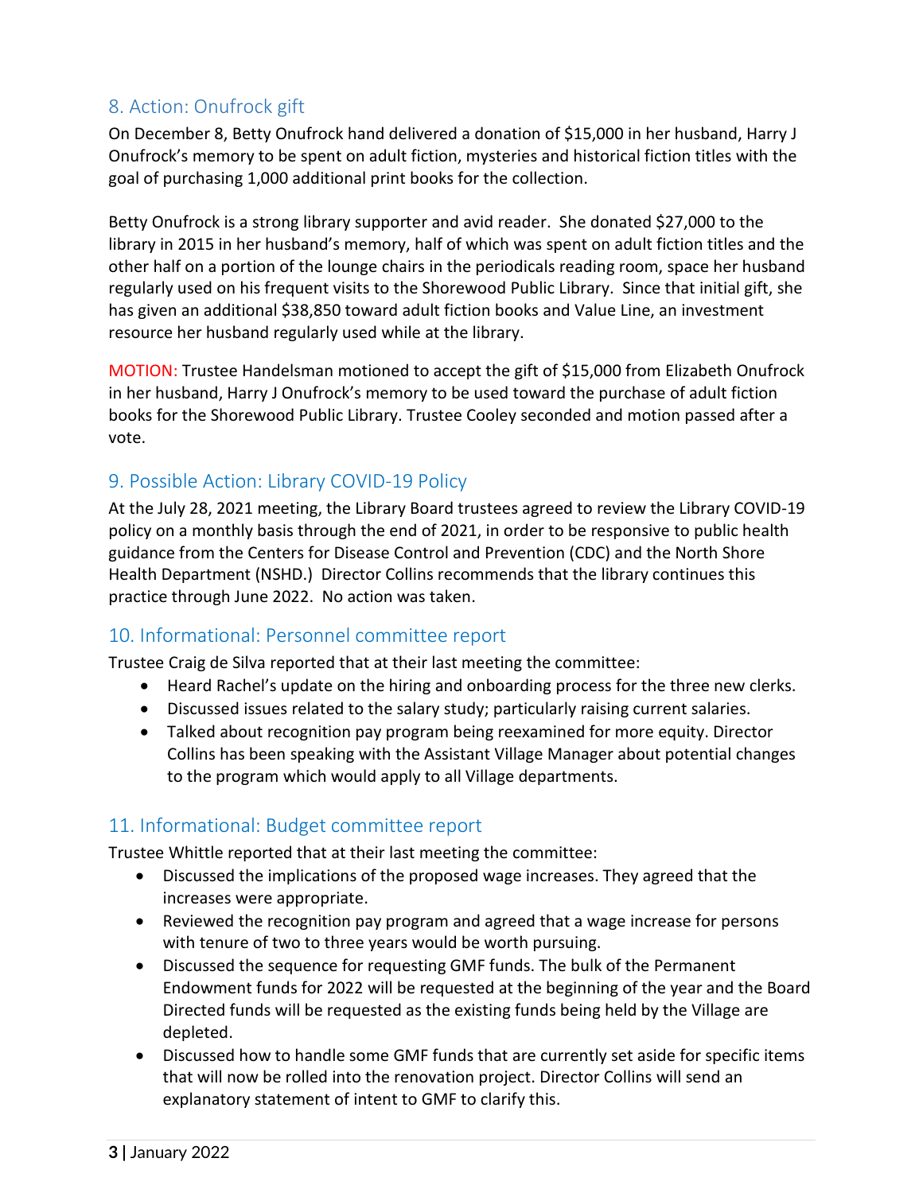## 8. Action: Onufrock gift

On December 8, Betty Onufrock hand delivered a donation of $15,000 in her husband, Harry J Onufrock's memory to be spent on adult fiction, mysteries and historical fiction titles with the goal of purchasing 1,000 additional print books for the collection.

Betty Onufrock is a strong library supporter and avid reader. She donated $27,000 to the library in 2015 in her husband's memory, half of which was spent on adult fiction titles and the other half on a portion of the lounge chairs in the periodicals reading room, space her husband regularly used on his frequent visits to the Shorewood Public Library. Since that initial gift, she has given an additional $38,850 toward adult fiction books and Value Line, an investment resource her husband regularly used while at the library.

MOTION: Trustee Handelsman motioned to accept the gift of $15,000 from Elizabeth Onufrock in her husband, Harry J Onufrock's memory to be used toward the purchase of adult fiction books for the Shorewood Public Library. Trustee Cooley seconded and motion passed after a vote.

## 9. Possible Action: Library COVID-19 Policy

At the July 28, 2021 meeting, the Library Board trustees agreed to review the Library COVID-19 policy on a monthly basis through the end of 2021, in order to be responsive to public health guidance from the Centers for Disease Control and Prevention (CDC) and the North Shore Health Department (NSHD.) Director Collins recommends that the library continues this practice through June 2022. No action was taken.

## 10. Informational: Personnel committee report

Trustee Craig de Silva reported that at their last meeting the committee:

- Heard Rachel's update on the hiring and onboarding process for the three new clerks.
- Discussed issues related to the salary study; particularly raising current salaries.
- Talked about recognition pay program being reexamined for more equity. Director Collins has been speaking with the Assistant Village Manager about potential changes to the program which would apply to all Village departments.

## 11. Informational: Budget committee report

Trustee Whittle reported that at their last meeting the committee:

- Discussed the implications of the proposed wage increases. They agreed that the increases were appropriate.
- Reviewed the recognition pay program and agreed that a wage increase for persons with tenure of two to three years would be worth pursuing.
- Discussed the sequence for requesting GMF funds. The bulk of the Permanent Endowment funds for 2022 will be requested at the beginning of the year and the Board Directed funds will be requested as the existing funds being held by the Village are depleted.
- Discussed how to handle some GMF funds that are currently set aside for specific items that will now be rolled into the renovation project. Director Collins will send an explanatory statement of intent to GMF to clarify this.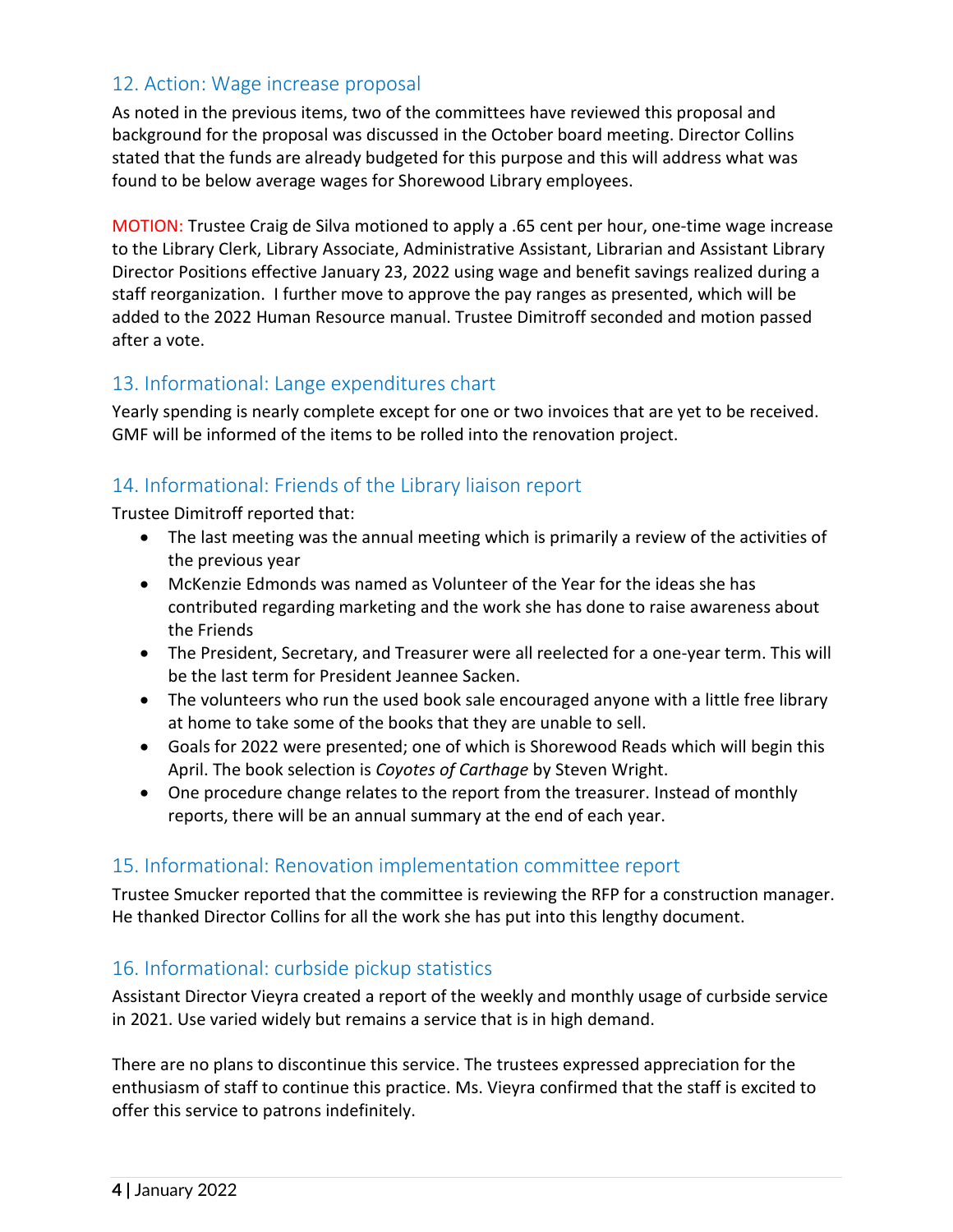## 12. Action: Wage increase proposal

As noted in the previous items, two of the committees have reviewed this proposal and background for the proposal was discussed in the October board meeting. Director Collins stated that the funds are already budgeted for this purpose and this will address what was found to be below average wages for Shorewood Library employees.

MOTION: Trustee Craig de Silva motioned to apply a .65 cent per hour, one-time wage increase to the Library Clerk, Library Associate, Administrative Assistant, Librarian and Assistant Library Director Positions effective January 23, 2022 using wage and benefit savings realized during a staff reorganization. I further move to approve the pay ranges as presented, which will be added to the 2022 Human Resource manual. Trustee Dimitroff seconded and motion passed after a vote.

## 13. Informational: Lange expenditures chart

Yearly spending is nearly complete except for one or two invoices that are yet to be received. GMF will be informed of the items to be rolled into the renovation project.

## 14. Informational: Friends of the Library liaison report

Trustee Dimitroff reported that:

- The last meeting was the annual meeting which is primarily a review of the activities of the previous year
- McKenzie Edmonds was named as Volunteer of the Year for the ideas she has contributed regarding marketing and the work she has done to raise awareness about the Friends
- The President, Secretary, and Treasurer were all reelected for a one-year term. This will be the last term for President Jeannee Sacken.
- The volunteers who run the used book sale encouraged anyone with a little free library at home to take some of the books that they are unable to sell.
- Goals for 2022 were presented; one of which is Shorewood Reads which will begin this April. The book selection is *Coyotes of Carthage* by Steven Wright.
- One procedure change relates to the report from the treasurer. Instead of monthly reports, there will be an annual summary at the end of each year.

## 15. Informational: Renovation implementation committee report

Trustee Smucker reported that the committee is reviewing the RFP for a construction manager. He thanked Director Collins for all the work she has put into this lengthy document.

## 16. Informational: curbside pickup statistics

Assistant Director Vieyra created a report of the weekly and monthly usage of curbside service in 2021. Use varied widely but remains a service that is in high demand.

There are no plans to discontinue this service. The trustees expressed appreciation for the enthusiasm of staff to continue this practice. Ms. Vieyra confirmed that the staff is excited to offer this service to patrons indefinitely.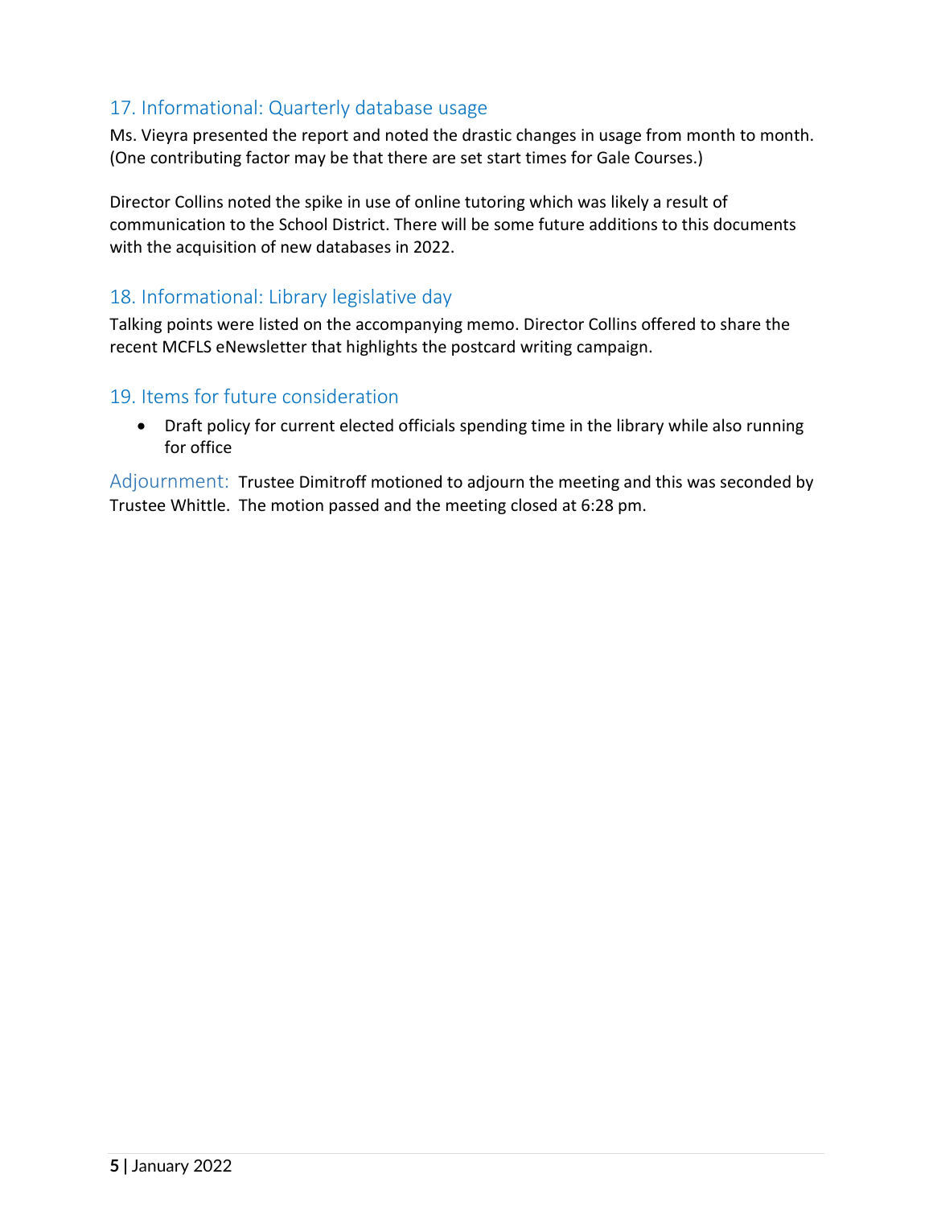## 17. Informational: Quarterly database usage

Ms. Vieyra presented the report and noted the drastic changes in usage from month to month. (One contributing factor may be that there are set start times for Gale Courses.)

Director Collins noted the spike in use of online tutoring which was likely a result of communication to the School District. There will be some future additions to this documents with the acquisition of new databases in 2022.

## 18. Informational: Library legislative day

Talking points were listed on the accompanying memo. Director Collins offered to share the recent MCFLS eNewsletter that highlights the postcard writing campaign.

## 19. Items for future consideration

- Draft policy for current elected officials spending time in the library while also running for office

## Adjournment:

Trustee Dimitroff motioned to adjourn the meeting and this was seconded by Trustee Whittle. The motion passed and the meeting closed at 6:28 pm.